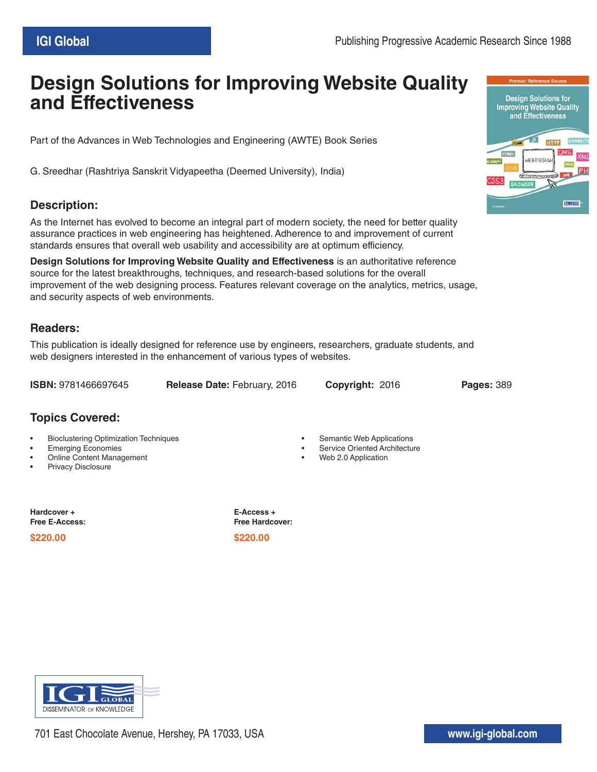IGI Global

Publishing Progressive Academic Research Since 1988

# Design Solutions for Improving Website Quality and Effectiveness

Part of the Advances in Web Technologies and Engineering (AWTE) Book Series

G. Sreedhar (Rashtriya Sanskrit Vidyapeetha (Deemed University), India)

## Description:

As the Internet has evolved to become an integral part of modern society, the need for better quality assurance practices in web engineering has heightened. Adherence to and improvement of current standards ensures that overall web usability and accessibility are at optimum efficiency.

**Design Solutions for Improving Website Quality and Effectiveness** is an authoritative reference source for the latest breakthroughs, techniques, and research-based solutions for the overall improvement of the web designing process. Features relevant coverage on the analytics, metrics, usage, and security aspects of web environments.

## Readers:

This publication is ideally designed for reference use by engineers, researchers, graduate students, and web designers interested in the enhancement of various types of websites.

**ISBN:** 9781466697645 **Release Date:** February, 2016 **Copyright:** 2016 **Pages:** 389

## Topics Covered:

- Bioclustering Optimization Techniques
- Emerging Economies
- Online Content Management
- Privacy Disclosure
- Semantic Web Applications
- Service Oriented Architecture
- Web 2.0 Application

**Hardcover + Free E-Access:**

**$220.00**

**E-Access + Free Hardcover:**

**$220.00**

IGI GLOBAL DISSEMINATOR OF KNOWLEDGE

701 East Chocolate Avenue, Hershey, PA 17033, USA

www.igi-global.com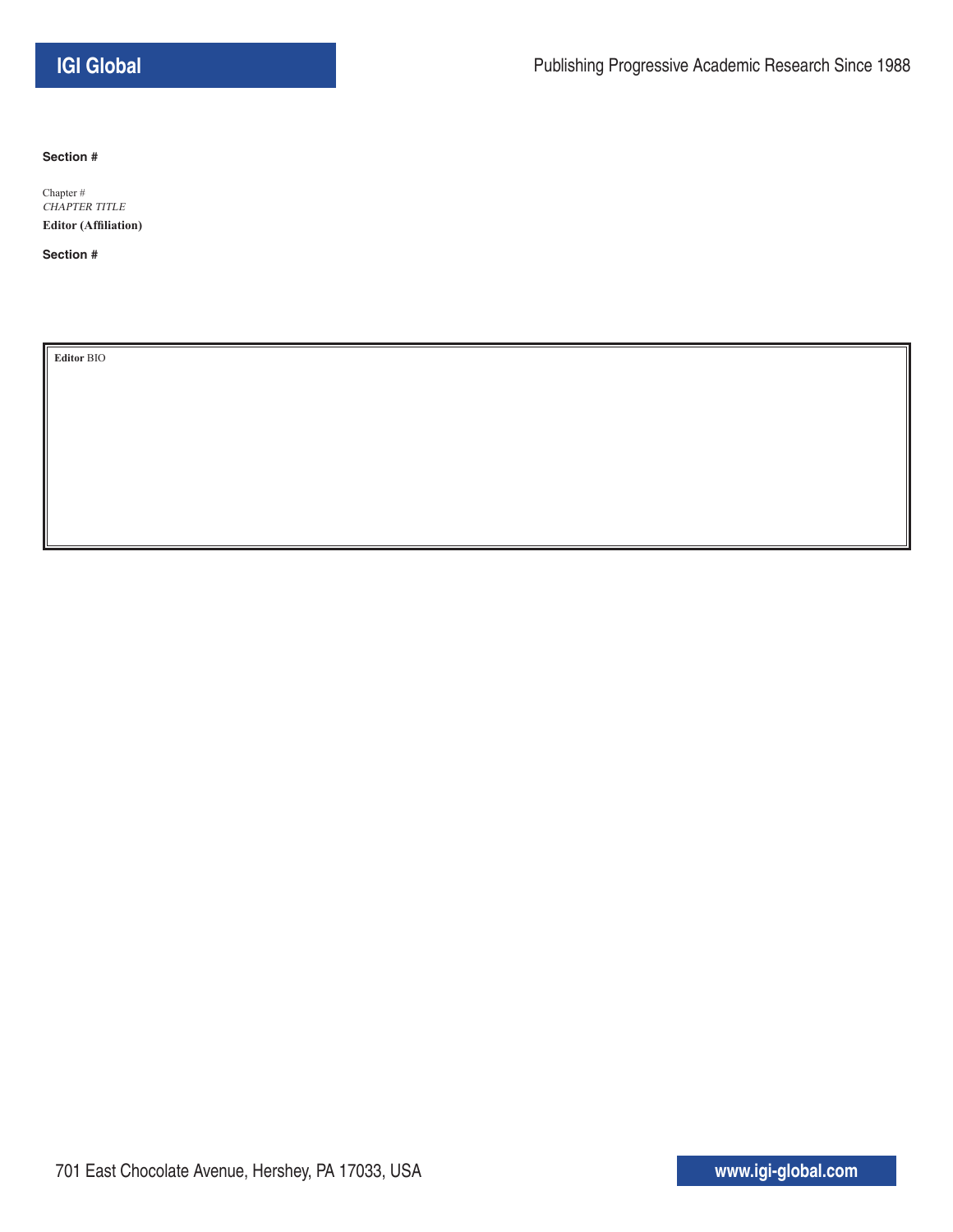**Section #**

Chapter #
*CHAPTER TITLE*
**Editor (Affiliation)**

**Section #**

| |
|---|
| **Editor** BIO |